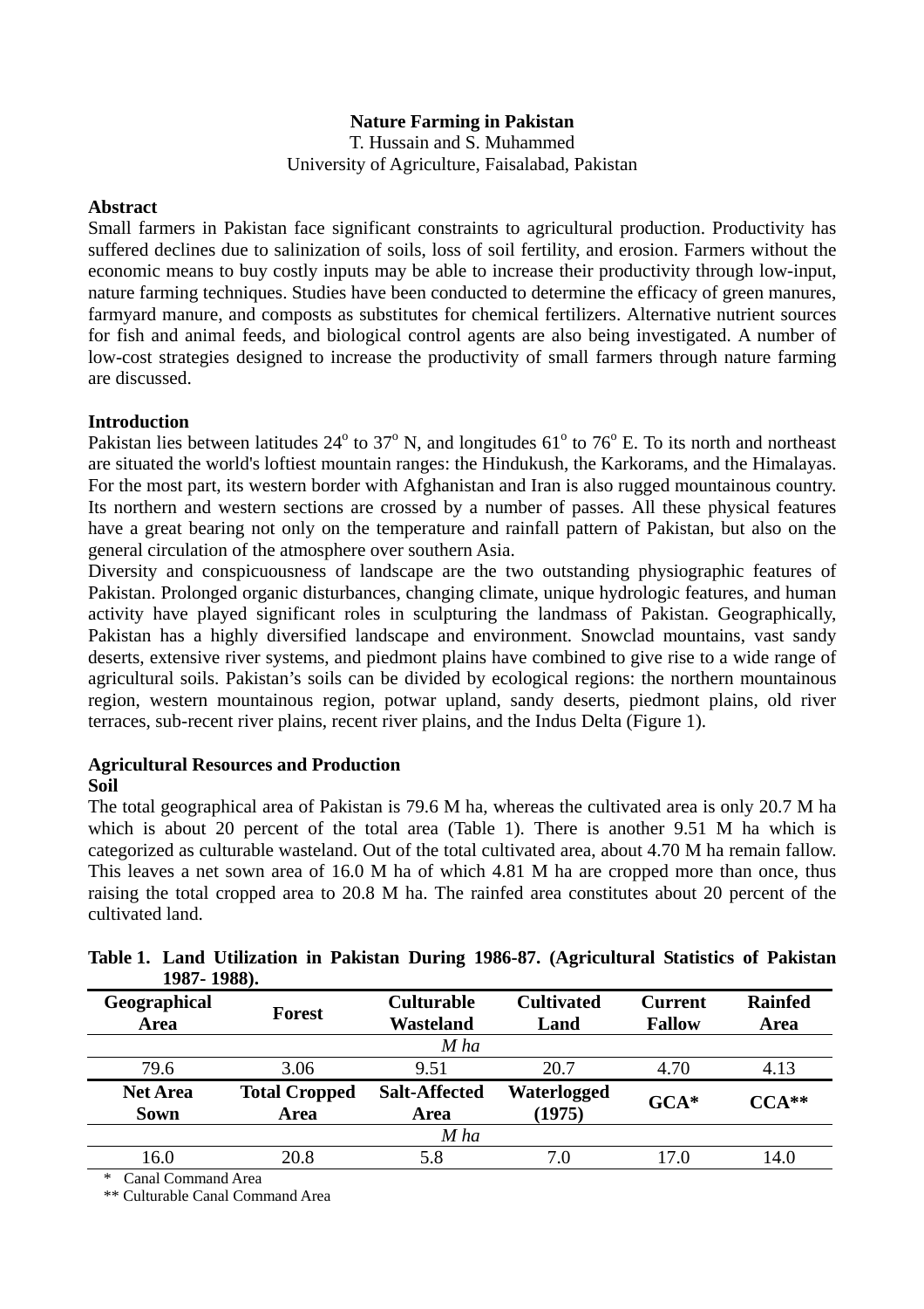# Nature Farming in Pakistan

T. Hussain and S. Muhammed
University of Agriculture, Faisalabad, Pakistan

## Abstract

Small farmers in Pakistan face significant constraints to agricultural production. Productivity has suffered declines due to salinization of soils, loss of soil fertility, and erosion. Farmers without the economic means to buy costly inputs may be able to increase their productivity through low-input, nature farming techniques. Studies have been conducted to determine the efficacy of green manures, farmyard manure, and composts as substitutes for chemical fertilizers. Alternative nutrient sources for fish and animal feeds, and biological control agents are also being investigated. A number of low-cost strategies designed to increase the productivity of small farmers through nature farming are discussed.

## Introduction

Pakistan lies between latitudes 24$^{o}$ to 37$^{o}$ N, and longitudes 61$^{o}$ to 76$^{o}$ E. To its north and northeast are situated the world's loftiest mountain ranges: the Hindukush, the Karkorams, and the Himalayas. For the most part, its western border with Afghanistan and Iran is also rugged mountainous country. Its northern and western sections are crossed by a number of passes. All these physical features have a great bearing not only on the temperature and rainfall pattern of Pakistan, but also on the general circulation of the atmosphere over southern Asia.

Diversity and conspicuousness of landscape are the two outstanding physiographic features of Pakistan. Prolonged organic disturbances, changing climate, unique hydrologic features, and human activity have played significant roles in sculpturing the landmass of Pakistan. Geographically, Pakistan has a highly diversified landscape and environment. Snowclad mountains, vast sandy deserts, extensive river systems, and piedmont plains have combined to give rise to a wide range of agricultural soils. Pakistan's soils can be divided by ecological regions: the northern mountainous region, western mountainous region, potwar upland, sandy deserts, piedmont plains, old river terraces, sub-recent river plains, recent river plains, and the Indus Delta (Figure 1).

## Agricultural Resources and Production

### Soil

The total geographical area of Pakistan is 79.6 M ha, whereas the cultivated area is only 20.7 M ha which is about 20 percent of the total area (Table 1). There is another 9.51 M ha which is categorized as culturable wasteland. Out of the total cultivated area, about 4.70 M ha remain fallow. This leaves a net sown area of 16.0 M ha of which 4.81 M ha are cropped more than once, thus raising the total cropped area to 20.8 M ha. The rainfed area constitutes about 20 percent of the cultivated land.

**Table 1. Land Utilization in Pakistan During 1986-87. (Agricultural Statistics of Pakistan 1987- 1988).**

| Geographical Area | Forest | Culturable Wasteland | Cultivated Land | Current Fallow | Rainfed Area |
|---|---|---|---|---|---|
| | | *M ha* | | | |
| 79.6 | 3.06 | 9.51 | 20.7 | 4.70 | 4.13 |
| **Net Area Sown** | **Total Cropped Area** | **Salt-Affected Area** | **Waterlogged (1975)** | **GCA*** | **CCA**** |
| | | *M ha* | | | |
| 16.0 | 20.8 | 5.8 | 7.0 | 17.0 | 14.0 |

\* Canal Command Area

** Culturable Canal Command Area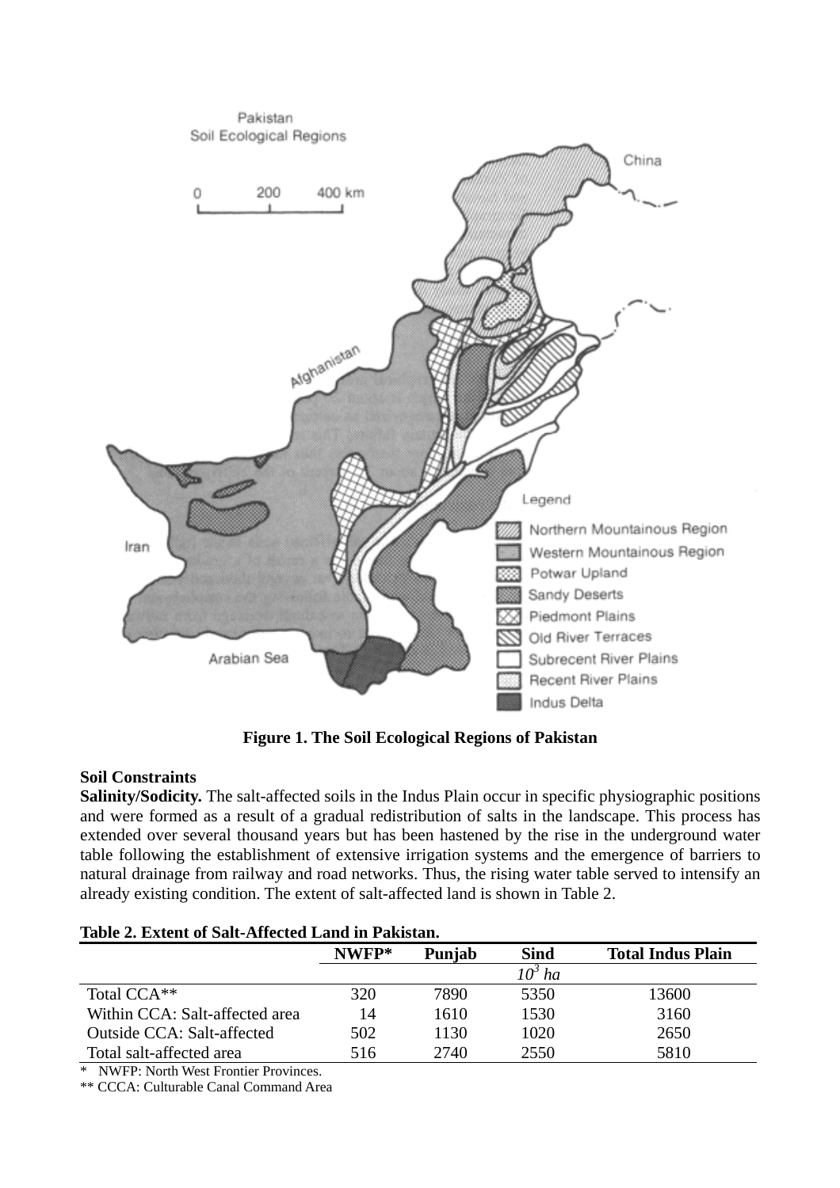**Figure 1. The Soil Ecological Regions of Pakistan**

**Soil Constraints**

**Salinity/Sodicity.** The salt-affected soils in the Indus Plain occur in specific physiographic positions and were formed as a result of a gradual redistribution of salts in the landscape. This process has extended over several thousand years but has been hastened by the rise in the underground water table following the establishment of extensive irrigation systems and the emergence of barriers to natural drainage from railway and road networks. Thus, the rising water table served to intensify an already existing condition. The extent of salt-affected land is shown in Table 2.

**Table 2. Extent of Salt-Affected Land in Pakistan.**

| | NWFP* | Punjab | Sind | Total Indus Plain |
|---|---|---|---|---|
| | | | $10^3$ *ha* | |
| Total CCA** | 320 | 7890 | 5350 | 13600 |
| Within CCA: Salt-affected area | 14 | 1610 | 1530 | 3160 |
| Outside CCA: Salt-affected | 502 | 1130 | 1020 | 2650 |
| Total salt-affected area | 516 | 2740 | 2550 | 5810 |

\* NWFP: North West Frontier Provinces.

** CCCA: Culturable Canal Command Area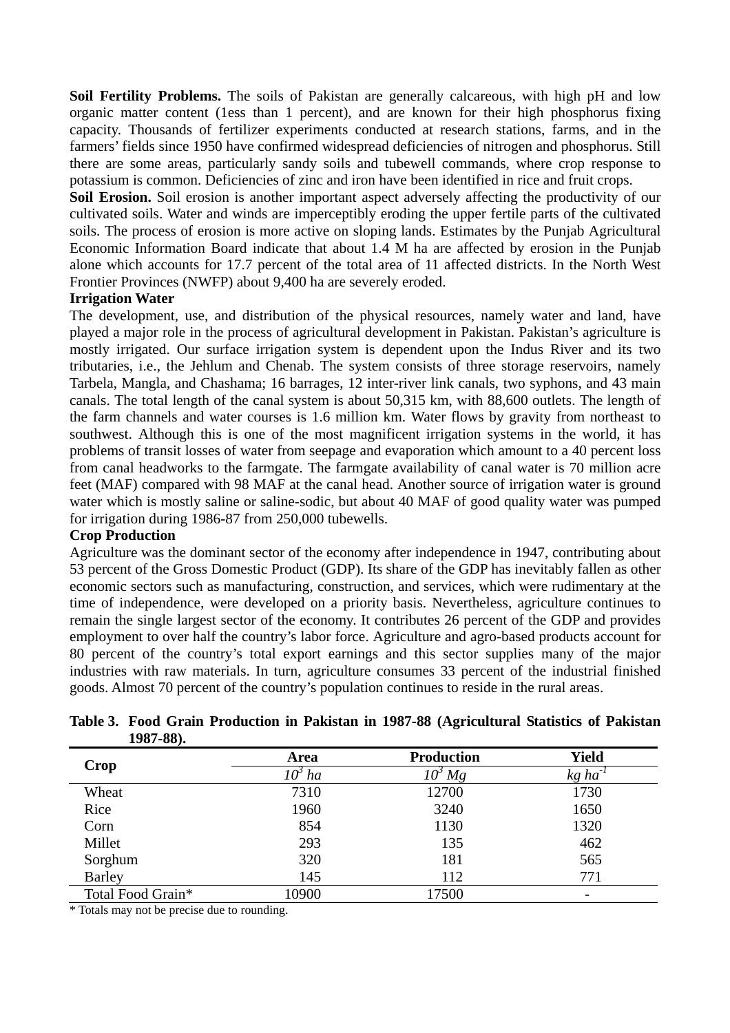**Soil Fertility Problems.** The soils of Pakistan are generally calcareous, with high pH and low organic matter content (1ess than 1 percent), and are known for their high phosphorus fixing capacity. Thousands of fertilizer experiments conducted at research stations, farms, and in the farmers' fields since 1950 have confirmed widespread deficiencies of nitrogen and phosphorus. Still there are some areas, particularly sandy soils and tubewell commands, where crop response to potassium is common. Deficiencies of zinc and iron have been identified in rice and fruit crops.

**Soil Erosion.** Soil erosion is another important aspect adversely affecting the productivity of our cultivated soils. Water and winds are imperceptibly eroding the upper fertile parts of the cultivated soils. The process of erosion is more active on sloping lands. Estimates by the Punjab Agricultural Economic Information Board indicate that about 1.4 M ha are affected by erosion in the Punjab alone which accounts for 17.7 percent of the total area of 11 affected districts. In the North West Frontier Provinces (NWFP) about 9,400 ha are severely eroded.

**Irrigation Water**

The development, use, and distribution of the physical resources, namely water and land, have played a major role in the process of agricultural development in Pakistan. Pakistan's agriculture is mostly irrigated. Our surface irrigation system is dependent upon the Indus River and its two tributaries, i.e., the Jehlum and Chenab. The system consists of three storage reservoirs, namely Tarbela, Mangla, and Chashama; 16 barrages, 12 inter-river link canals, two syphons, and 43 main canals. The total length of the canal system is about 50,315 km, with 88,600 outlets. The length of the farm channels and water courses is 1.6 million km. Water flows by gravity from northeast to southwest. Although this is one of the most magnificent irrigation systems in the world, it has problems of transit losses of water from seepage and evaporation which amount to a 40 percent loss from canal headworks to the farmgate. The farmgate availability of canal water is 70 million acre feet (MAF) compared with 98 MAF at the canal head. Another source of irrigation water is ground water which is mostly saline or saline-sodic, but about 40 MAF of good quality water was pumped for irrigation during 1986-87 from 250,000 tubewells.

**Crop Production**

Agriculture was the dominant sector of the economy after independence in 1947, contributing about 53 percent of the Gross Domestic Product (GDP). Its share of the GDP has inevitably fallen as other economic sectors such as manufacturing, construction, and services, which were rudimentary at the time of independence, were developed on a priority basis. Nevertheless, agriculture continues to remain the single largest sector of the economy. It contributes 26 percent of the GDP and provides employment to over half the country's labor force. Agriculture and agro-based products account for 80 percent of the country's total export earnings and this sector supplies many of the major industries with raw materials. In turn, agriculture consumes 33 percent of the industrial finished goods. Almost 70 percent of the country's population continues to reside in the rural areas.

**Table 3. Food Grain Production in Pakistan in 1987-88 (Agricultural Statistics of Pakistan 1987-88).**

| Crop | Area | Production | Yield |
|---|---|---|---|
| | *$10^3$ ha* | *$10^3$ Mg* | *kg $ha^{-1}$* |
| Wheat | 7310 | 12700 | 1730 |
| Rice | 1960 | 3240 | 1650 |
| Corn | 854 | 1130 | 1320 |
| Millet | 293 | 135 | 462 |
| Sorghum | 320 | 181 | 565 |
| Barley | 145 | 112 | 771 |
| Total Food Grain* | 10900 | 17500 | - |

* Totals may not be precise due to rounding.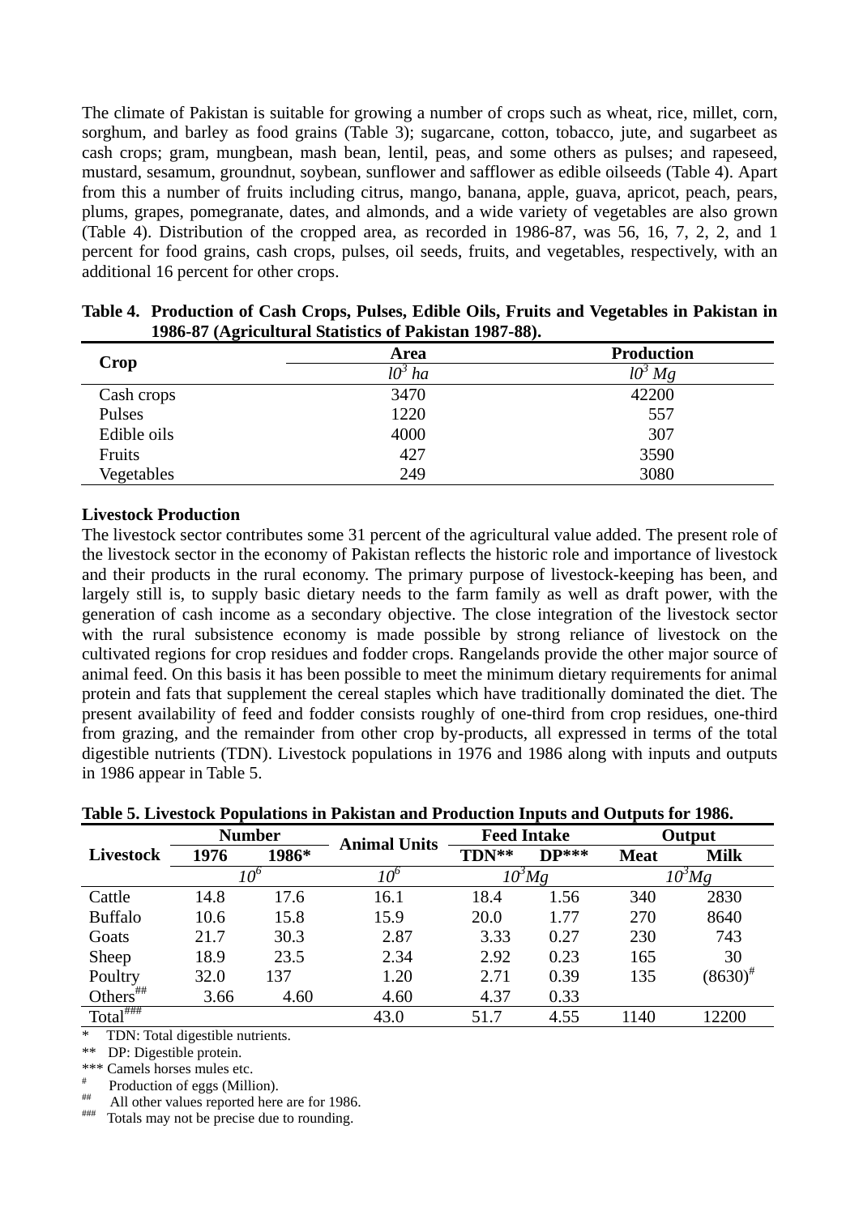The climate of Pakistan is suitable for growing a number of crops such as wheat, rice, millet, corn, sorghum, and barley as food grains (Table 3); sugarcane, cotton, tobacco, jute, and sugarbeet as cash crops; gram, mungbean, mash bean, lentil, peas, and some others as pulses; and rapeseed, mustard, sesamum, groundnut, soybean, sunflower and safflower as edible oilseeds (Table 4). Apart from this a number of fruits including citrus, mango, banana, apple, guava, apricot, peach, pears, plums, grapes, pomegranate, dates, and almonds, and a wide variety of vegetables are also grown (Table 4). Distribution of the cropped area, as recorded in 1986-87, was 56, 16, 7, 2, 2, and 1 percent for food grains, cash crops, pulses, oil seeds, fruits, and vegetables, respectively, with an additional 16 percent for other crops.

**Table 4. Production of Cash Crops, Pulses, Edible Oils, Fruits and Vegetables in Pakistan in 1986-87 (Agricultural Statistics of Pakistan 1987-88).**

| Crop | Area | Production |
|---|---|---|
| | $10^3$ *ha* | $10^3$ *Mg* |
| Cash crops | 3470 | 42200 |
| Pulses | 1220 | 557 |
| Edible oils | 4000 | 307 |
| Fruits | 427 | 3590 |
| Vegetables | 249 | 3080 |

### Livestock Production

The livestock sector contributes some 31 percent of the agricultural value added. The present role of the livestock sector in the economy of Pakistan reflects the historic role and importance of livestock and their products in the rural economy. The primary purpose of livestock-keeping has been, and largely still is, to supply basic dietary needs to the farm family as well as draft power, with the generation of cash income as a secondary objective. The close integration of the livestock sector with the rural subsistence economy is made possible by strong reliance of livestock on the cultivated regions for crop residues and fodder crops. Rangelands provide the other major source of animal feed. On this basis it has been possible to meet the minimum dietary requirements for animal protein and fats that supplement the cereal staples which have traditionally dominated the diet. The present availability of feed and fodder consists roughly of one-third from crop residues, one-third from grazing, and the remainder from other crop by-products, all expressed in terms of the total digestible nutrients (TDN). Livestock populations in 1976 and 1986 along with inputs and outputs in 1986 appear in Table 5.

**Table 5. Livestock Populations in Pakistan and Production Inputs and Outputs for 1986.**

| Livestock | Number | | Animal Units | Feed Intake | | Output | |
|---|---|---|---|---|---|---|---|
| | 1976 | 1986* | | TDN** | DP*** | Meat | Milk |
| | $10^6$ | | $10^6$ | $10^3 Mg$ | | $10^3 Mg$ | |
| Cattle | 14.8 | 17.6 | 16.1 | 18.4 | 1.56 | 340 | 2830 |
| Buffalo | 10.6 | 15.8 | 15.9 | 20.0 | 1.77 | 270 | 8640 |
| Goats | 21.7 | 30.3 | 2.87 | 3.33 | 0.27 | 230 | 743 |
| Sheep | 18.9 | 23.5 | 2.34 | 2.92 | 0.23 | 165 | 30 |
| Poultry | 32.0 | 137 | 1.20 | 2.71 | 0.39 | 135 | (8630)[#] |
| Others[##] | 3.66 | 4.60 | 4.60 | 4.37 | 0.33 | | |
| Total[###] | | | 43.0 | 51.7 | 4.55 | 1140 | 12200 |

\* TDN: Total digestible nutrients.

** DP: Digestible protein.

*** Camels horses mules etc.

[#] Production of eggs (Million).

[##] All other values reported here are for 1986.

[###] Totals may not be precise due to rounding.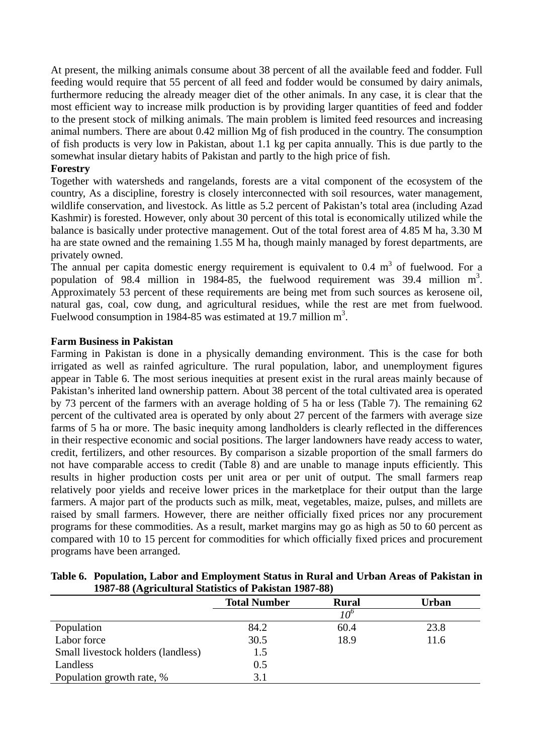At present, the milking animals consume about 38 percent of all the available feed and fodder. Full feeding would require that 55 percent of all feed and fodder would be consumed by dairy animals, furthermore reducing the already meager diet of the other animals. In any case, it is clear that the most efficient way to increase milk production is by providing larger quantities of feed and fodder to the present stock of milking animals. The main problem is limited feed resources and increasing animal numbers. There are about 0.42 million Mg of fish produced in the country. The consumption of fish products is very low in Pakistan, about 1.1 kg per capita annually. This is due partly to the somewhat insular dietary habits of Pakistan and partly to the high price of fish.

**Forestry**

Together with watersheds and rangelands, forests are a vital component of the ecosystem of the country, As a discipline, forestry is closely interconnected with soil resources, water management, wildlife conservation, and livestock. As little as 5.2 percent of Pakistan's total area (including Azad Kashmir) is forested. However, only about 30 percent of this total is economically utilized while the balance is basically under protective management. Out of the total forest area of 4.85 M ha, 3.30 M ha are state owned and the remaining 1.55 M ha, though mainly managed by forest departments, are privately owned.

The annual per capita domestic energy requirement is equivalent to 0.4 $m^3$ of fuelwood. For a population of 98.4 million in 1984-85, the fuelwood requirement was 39.4 million $m^3$. Approximately 53 percent of these requirements are being met from such sources as kerosene oil, natural gas, coal, cow dung, and agricultural residues, while the rest are met from fuelwood. Fuelwood consumption in 1984-85 was estimated at 19.7 million $m^3$.

**Farm Business in Pakistan**

Farming in Pakistan is done in a physically demanding environment. This is the case for both irrigated as well as rainfed agriculture. The rural population, labor, and unemployment figures appear in Table 6. The most serious inequities at present exist in the rural areas mainly because of Pakistan's inherited land ownership pattern. About 38 percent of the total cultivated area is operated by 73 percent of the farmers with an average holding of 5 ha or less (Table 7). The remaining 62 percent of the cultivated area is operated by only about 27 percent of the farmers with average size farms of 5 ha or more. The basic inequity among landholders is clearly reflected in the differences in their respective economic and social positions. The larger landowners have ready access to water, credit, fertilizers, and other resources. By comparison a sizable proportion of the small farmers do not have comparable access to credit (Table 8) and are unable to manage inputs efficiently. This results in higher production costs per unit area or per unit of output. The small farmers reap relatively poor yields and receive lower prices in the marketplace for their output than the large farmers. A major part of the products such as milk, meat, vegetables, maize, pulses, and millets are raised by small farmers. However, there are neither officially fixed prices nor any procurement programs for these commodities. As a result, market margins may go as high as 50 to 60 percent as compared with 10 to 15 percent for commodities for which officially fixed prices and procurement programs have been arranged.

**Table 6. Population, Labor and Employment Status in Rural and Urban Areas of Pakistan in 1987-88 (Agricultural Statistics of Pakistan 1987-88)**

| | Total Number | Rural | Urban |
|---|---|---|---|
| | | $10^6$ | |
| Population | 84.2 | 60.4 | 23.8 |
| Labor force | 30.5 | 18.9 | 11.6 |
| Small livestock holders (landless) | 1.5 | | |
| Landless | 0.5 | | |
| Population growth rate, % | 3.1 | | |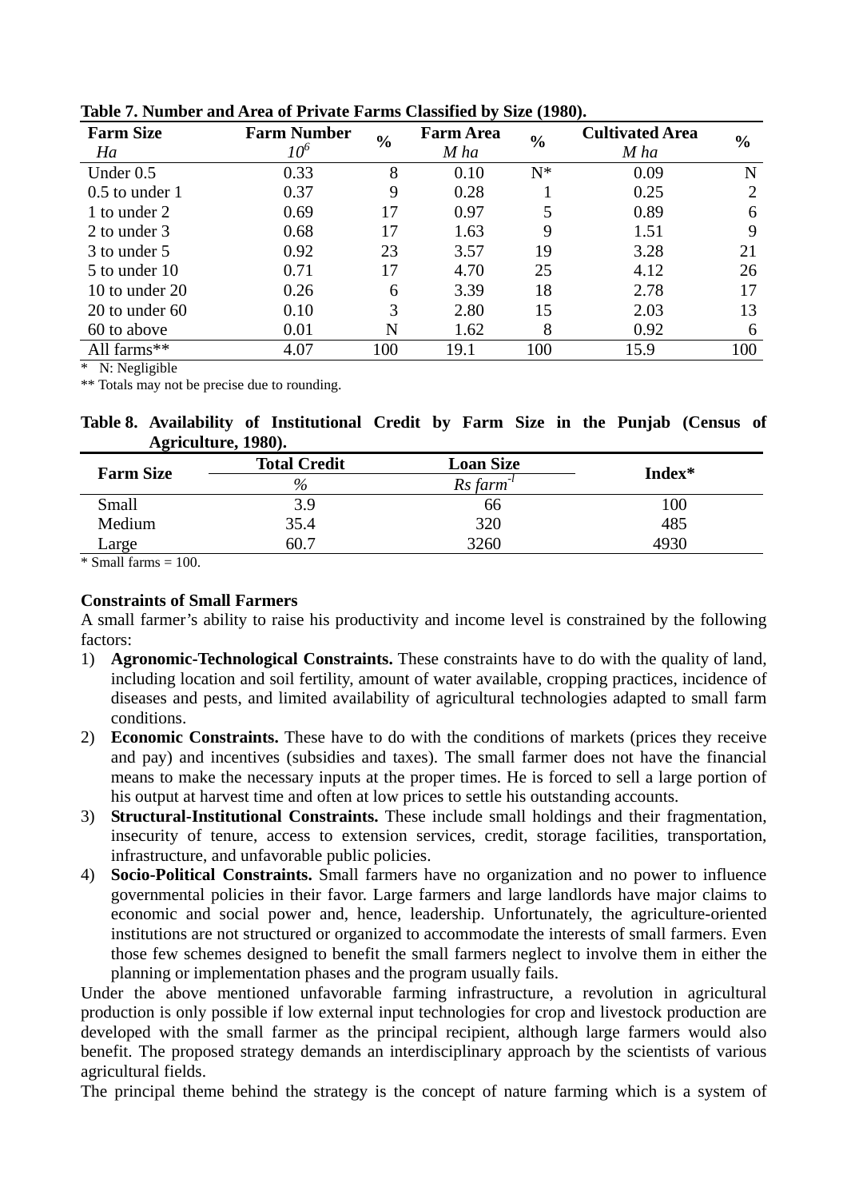**Table 7. Number and Area of Private Farms Classified by Size (1980).**

| Farm Size *Ha* | Farm Number $10^6$ | % | Farm Area *M ha* | % | Cultivated Area *M ha* | % |
|---|---|---|---|---|---|---|
| Under 0.5 | 0.33 | 8 | 0.10 | N* | 0.09 | N |
| 0.5 to under 1 | 0.37 | 9 | 0.28 | 1 | 0.25 | 2 |
| 1 to under 2 | 0.69 | 17 | 0.97 | 5 | 0.89 | 6 |
| 2 to under 3 | 0.68 | 17 | 1.63 | 9 | 1.51 | 9 |
| 3 to under 5 | 0.92 | 23 | 3.57 | 19 | 3.28 | 21 |
| 5 to under 10 | 0.71 | 17 | 4.70 | 25 | 4.12 | 26 |
| 10 to under 20 | 0.26 | 6 | 3.39 | 18 | 2.78 | 17 |
| 20 to under 60 | 0.10 | 3 | 2.80 | 15 | 2.03 | 13 |
| 60 to above | 0.01 | N | 1.62 | 8 | 0.92 | 6 |
| All farms** | 4.07 | 100 | 19.1 | 100 | 15.9 | 100 |

\* N: Negligible

** Totals may not be precise due to rounding.

**Table 8. Availability of Institutional Credit by Farm Size in the Punjab (Census of Agriculture, 1980).**

| Farm Size | Total Credit | Loan Size | Index* |
|---|---|---|---|
| | *%* | *Rs farm$^{-1}$* | |
| Small | 3.9 | 66 | 100 |
| Medium | 35.4 | 320 | 485 |
| Large | 60.7 | 3260 | 4930 |

\* Small farms = 100.

**Constraints of Small Farmers**

A small farmer's ability to raise his productivity and income level is constrained by the following factors:

1) **Agronomic-Technological Constraints.** These constraints have to do with the quality of land, including location and soil fertility, amount of water available, cropping practices, incidence of diseases and pests, and limited availability of agricultural technologies adapted to small farm conditions.
2) **Economic Constraints.** These have to do with the conditions of markets (prices they receive and pay) and incentives (subsidies and taxes). The small farmer does not have the financial means to make the necessary inputs at the proper times. He is forced to sell a large portion of his output at harvest time and often at low prices to settle his outstanding accounts.
3) **Structural-Institutional Constraints.** These include small holdings and their fragmentation, insecurity of tenure, access to extension services, credit, storage facilities, transportation, infrastructure, and unfavorable public policies.
4) **Socio-Political Constraints.** Small farmers have no organization and no power to influence governmental policies in their favor. Large farmers and large landlords have major claims to economic and social power and, hence, leadership. Unfortunately, the agriculture-oriented institutions are not structured or organized to accommodate the interests of small farmers. Even those few schemes designed to benefit the small farmers neglect to involve them in either the planning or implementation phases and the program usually fails.

Under the above mentioned unfavorable farming infrastructure, a revolution in agricultural production is only possible if low external input technologies for crop and livestock production are developed with the small farmer as the principal recipient, although large farmers would also benefit. The proposed strategy demands an interdisciplinary approach by the scientists of various agricultural fields.

The principal theme behind the strategy is the concept of nature farming which is a system of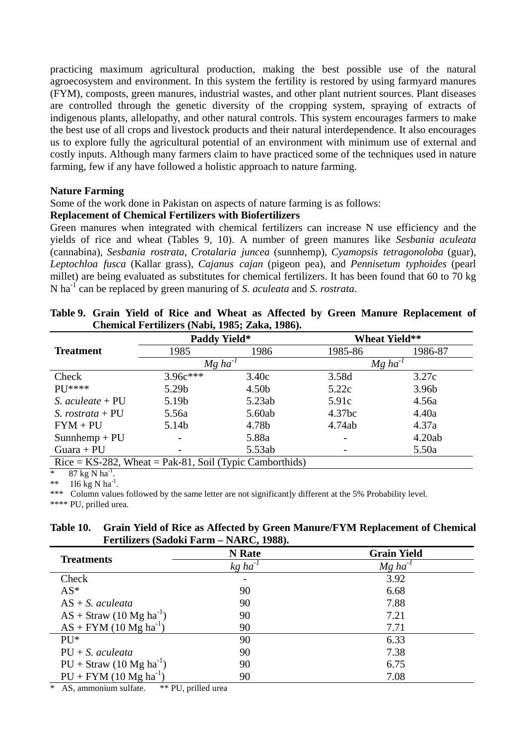practicing maximum agricultural production, making the best possible use of the natural agroecosystem and environment. In this system the fertility is restored by using farmyard manures (FYM), composts, green manures, industrial wastes, and other plant nutrient sources. Plant diseases are controlled through the genetic diversity of the cropping system, spraying of extracts of indigenous plants, allelopathy, and other natural controls. This system encourages farmers to make the best use of all crops and livestock products and their natural interdependence. It also encourages us to explore fully the agricultural potential of an environment with minimum use of external and costly inputs. Although many farmers claim to have practiced some of the techniques used in nature farming, few if any have followed a holistic approach to nature farming.

**Nature Farming**

Some of the work done in Pakistan on aspects of nature farming is as follows:

**Replacement of Chemical Fertilizers with Biofertilizers**

Green manures when integrated with chemical fertilizers can increase N use efficiency and the yields of rice and wheat (Tables 9, 10). A number of green manures like *Sesbania aculeata* (cannabina), *Sesbania rostrata*, *Crotalaria juncea* (sunnhemp), *Cyamopsis tetragonoloba* (guar), *Leptochloa fusca* (Kallar grass), *Cajanus cajan* (pigeon pea), and *Pennisetum typhoides* (pearl millet) are being evaluated as substitutes for chemical fertilizers. It has been found that 60 to 70 kg N $ha^{-1}$ can be replaced by green manuring of *S. aculeata* and *S. rostrata*.

**Table 9. Grain Yield of Rice and Wheat as Affected by Green Manure Replacement of Chemical Fertilizers (Nabi, 1985; Zaka, 1986).**

| Treatment | Paddy Yield* | | Wheat Yield** | |
|---|---|---|---|---|
| | 1985 | 1986 | 1985-86 | 1986-87 |
| | Mg $ha^{-1}$ | | Mg $ha^{-1}$ | |
| Check | 3.96c*** | 3.40c | 3.58d | 3.27c |
| PU**** | 5.29b | 4.50b | 5.22c | 3.96b |
| *S. aculeate* + PU | 5.19b | 5.23ab | 5.91c | 4.56a |
| *S. rostrata* + PU | 5.56a | 5.60ab | 4.37bc | 4.40a |
| FYM + PU | 5.14b | 4.78b | 4.74ab | 4.37a |
| Sunnhemp + PU | - | 5.88a | - | 4.20ab |
| Guara + PU | - | 5.53ab | - | 5.50a |
| Rice = KS-282, Wheat = Pak-81, Soil (Typic Camborthids) | | | | |

\* 87 kg N $ha^{-1}$.
** 1l6 kg N $ha^{-1}$.
*** Column values followed by the same letter are not significant]y different at the 5% Probability level.
**** PU, prilled urea.

**Table 10. Grain Yield of Rice as Affected by Green Manure/FYM Replacement of Chemical Fertilizers (Sadoki Farm – NARC, 1988).**

| Treatments | N Rate | Grain Yield |
|---|---|---|
| | kg $ha^{-1}$ | Mg $ha^{-1}$ |
| Check | - | 3.92 |
| AS* | 90 | 6.68 |
| AS + *S. aculeata* | 90 | 7.88 |
| AS + Straw (10 Mg $ha^{-1}$) | 90 | 7.21 |
| AS + FYM (10 Mg $ha^{-1}$) | 90 | 7.71 |
| PU* | 90 | 6.33 |
| PU + *S. aculeata* | 90 | 7.38 |
| PU + Straw (10 Mg $ha^{-1}$) | 90 | 6.75 |
| PU + FYM (10 Mg $ha^{-1}$) | 90 | 7.08 |

\* AS, ammonium sulfate. ** PU, prilled urea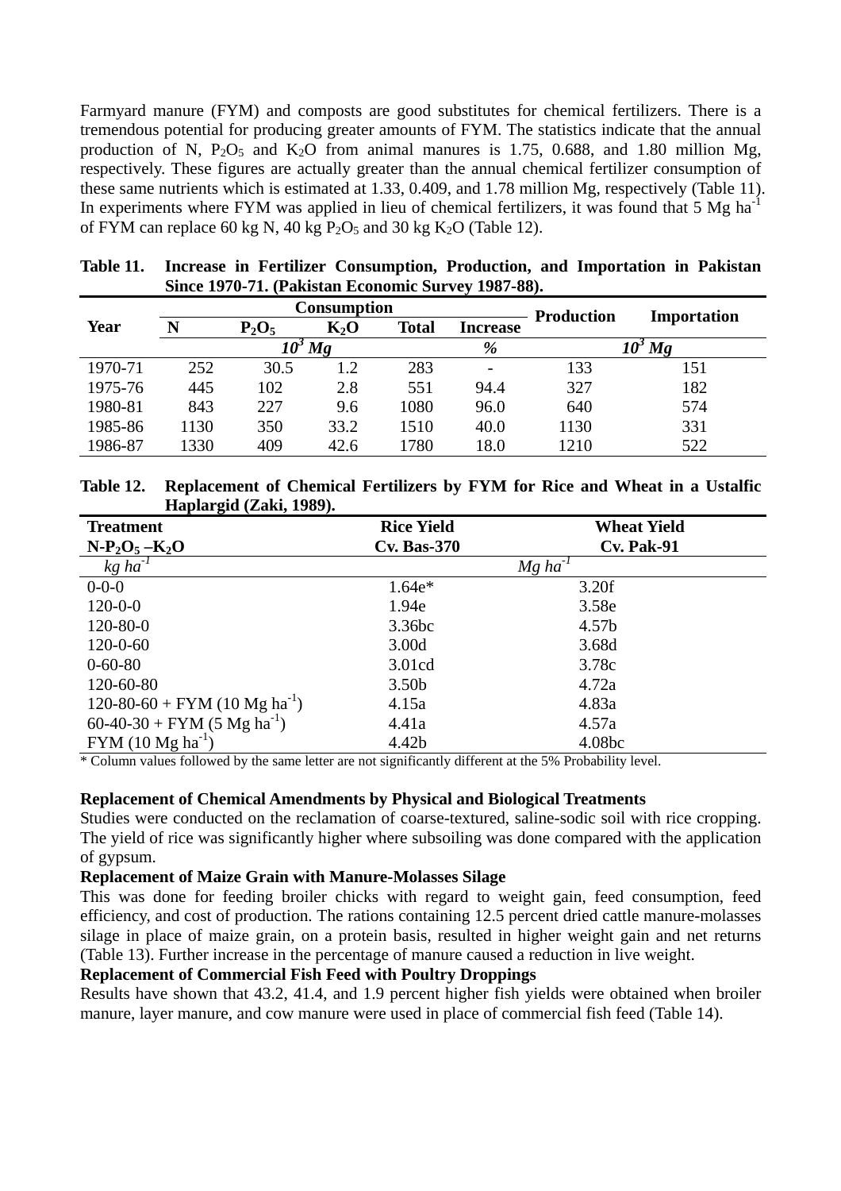Farmyard manure (FYM) and composts are good substitutes for chemical fertilizers. There is a tremendous potential for producing greater amounts of FYM. The statistics indicate that the annual production of N, $P_2O_5$ and $K_2O$ from animal manures is 1.75, 0.688, and 1.80 million Mg, respectively. These figures are actually greater than the annual chemical fertilizer consumption of these same nutrients which is estimated at 1.33, 0.409, and 1.78 million Mg, respectively (Table 11). In experiments where FYM was applied in lieu of chemical fertilizers, it was found that 5 Mg $ha^{-1}$ of FYM can replace 60 kg N, 40 kg $P_2O_5$ and 30 kg $K_2O$ (Table 12).

**Table 11. Increase in Fertilizer Consumption, Production, and Importation in Pakistan Since 1970-71. (Pakistan Economic Survey 1987-88).**

| Year | Consumption | | | | | Production | Importation |
|---|---|---|---|---|---|---|---|
| | N | $P_2O_5$ | $K_2O$ | Total | Increase | | |
| | *$10^3$ Mg* | | | | *%* | *$10^3$ Mg* | |
| 1970-71 | 252 | 30.5 | 1.2 | 283 | - | 133 | 151 |
| 1975-76 | 445 | 102 | 2.8 | 551 | 94.4 | 327 | 182 |
| 1980-81 | 843 | 227 | 9.6 | 1080 | 96.0 | 640 | 574 |
| 1985-86 | 1130 | 350 | 33.2 | 1510 | 40.0 | 1130 | 331 |
| 1986-87 | 1330 | 409 | 42.6 | 1780 | 18.0 | 1210 | 522 |

**Table 12. Replacement of Chemical Fertilizers by FYM for Rice and Wheat in a Ustalfic Haplargid (Zaki, 1989).**

| Treatment $N-P_2O_5-K_2O$ | Rice Yield Cv. Bas-370 | Wheat Yield Cv. Pak-91 |
|---|---|---|
| *kg $ha^{-1}$* | *Mg $ha^{-1}$* | |
| 0-0-0 | 1.64e* | 3.20f |
| 120-0-0 | 1.94e | 3.58e |
| 120-80-0 | 3.36bc | 4.57b |
| 120-0-60 | 3.00d | 3.68d |
| 0-60-80 | 3.01cd | 3.78c |
| 120-60-80 | 3.50b | 4.72a |
| 120-80-60 + FYM (10 Mg $ha^{-1}$) | 4.15a | 4.83a |
| 60-40-30 + FYM (5 Mg $ha^{-1}$) | 4.41a | 4.57a |
| FYM (10 Mg $ha^{-1}$) | 4.42b | 4.08bc |

\* Column values followed by the same letter are not significantly different at the 5% Probability level.

**Replacement of Chemical Amendments by Physical and Biological Treatments**

Studies were conducted on the reclamation of coarse-textured, saline-sodic soil with rice cropping. The yield of rice was significantly higher where subsoiling was done compared with the application of gypsum.

**Replacement of Maize Grain with Manure-Molasses Silage**

This was done for feeding broiler chicks with regard to weight gain, feed consumption, feed efficiency, and cost of production. The rations containing 12.5 percent dried cattle manure-molasses silage in place of maize grain, on a protein basis, resulted in higher weight gain and net returns (Table 13). Further increase in the percentage of manure caused a reduction in live weight.

**Replacement of Commercial Fish Feed with Poultry Droppings**

Results have shown that 43.2, 41.4, and 1.9 percent higher fish yields were obtained when broiler manure, layer manure, and cow manure were used in place of commercial fish feed (Table 14).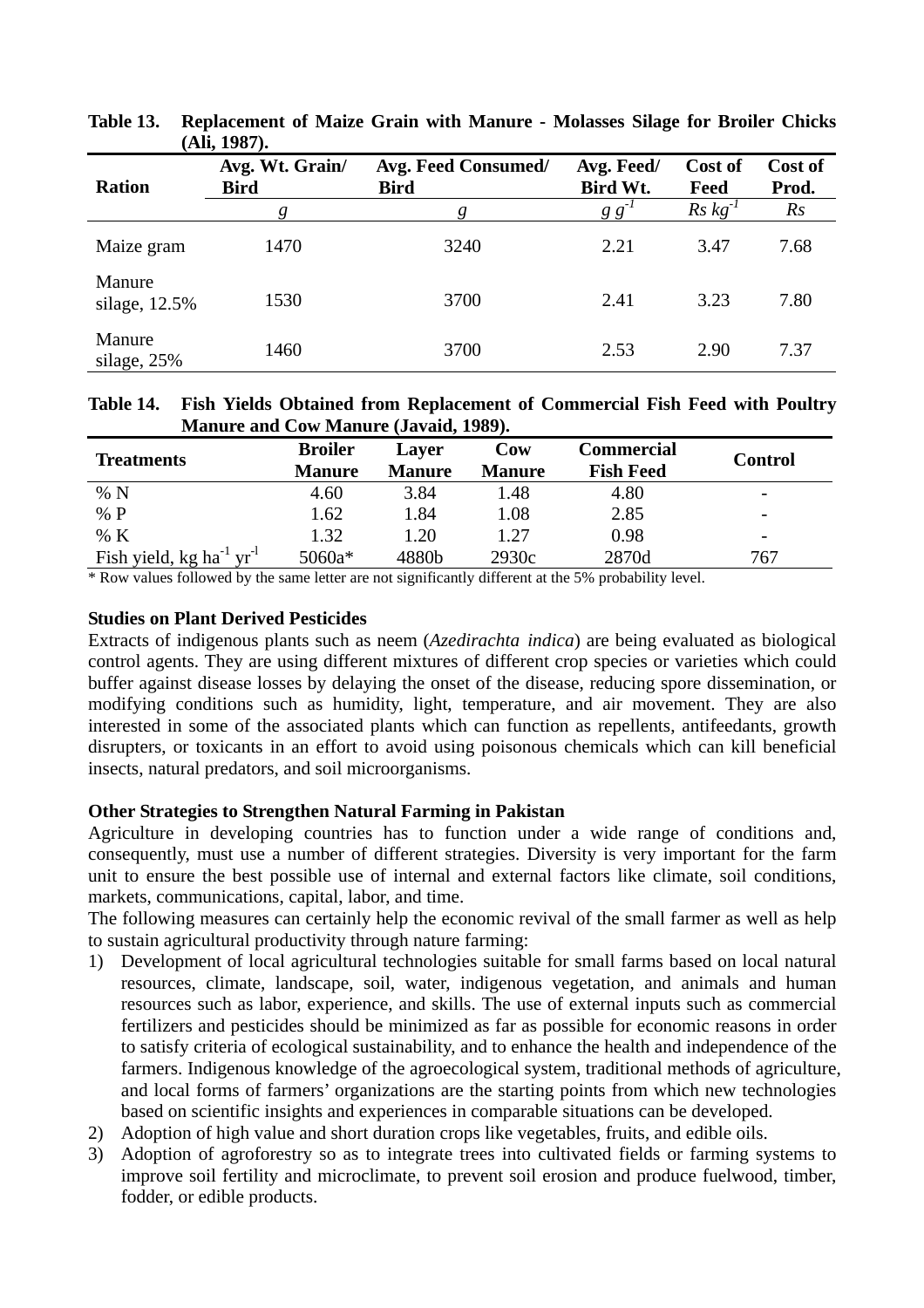**Table 13. Replacement of Maize Grain with Manure - Molasses Silage for Broiler Chicks (Ali, 1987).**

| Ration | Avg. Wt. Grain/ Bird | Avg. Feed Consumed/ Bird | Avg. Feed/ Bird Wt. | Cost of Feed | Cost of Prod. |
|---|---|---|---|---|---|
| | *g* | *g* | $g\ g^{-1}$ | $Rs\ kg^{-1}$ | *Rs* |
| Maize gram | 1470 | 3240 | 2.21 | 3.47 | 7.68 |
| Manure silage, 12.5% | 1530 | 3700 | 2.41 | 3.23 | 7.80 |
| Manure silage, 25% | 1460 | 3700 | 2.53 | 2.90 | 7.37 |

**Table 14. Fish Yields Obtained from Replacement of Commercial Fish Feed with Poultry Manure and Cow Manure (Javaid, 1989).**

| Treatments | Broiler Manure | Layer Manure | Cow Manure | Commercial Fish Feed | Control |
|---|---|---|---|---|---|
| % N | 4.60 | 3.84 | 1.48 | 4.80 | - |
| % P | 1.62 | 1.84 | 1.08 | 2.85 | - |
| % K | 1.32 | 1.20 | 1.27 | 0.98 | - |
| Fish yield, kg $ha^{-1}$ $yr^{-1}$ | 5060a* | 4880b | 2930c | 2870d | 767 |

\* Row values followed by the same letter are not significantly different at the 5% probability level.

**Studies on Plant Derived Pesticides**

Extracts of indigenous plants such as neem (*Azedirachta indica*) are being evaluated as biological control agents. They are using different mixtures of different crop species or varieties which could buffer against disease losses by delaying the onset of the disease, reducing spore dissemination, or modifying conditions such as humidity, light, temperature, and air movement. They are also interested in some of the associated plants which can function as repellents, antifeedants, growth disrupters, or toxicants in an effort to avoid using poisonous chemicals which can kill beneficial insects, natural predators, and soil microorganisms.

**Other Strategies to Strengthen Natural Farming in Pakistan**

Agriculture in developing countries has to function under a wide range of conditions and, consequently, must use a number of different strategies. Diversity is very important for the farm unit to ensure the best possible use of internal and external factors like climate, soil conditions, markets, communications, capital, labor, and time.

The following measures can certainly help the economic revival of the small farmer as well as help to sustain agricultural productivity through nature farming:

1) Development of local agricultural technologies suitable for small farms based on local natural resources, climate, landscape, soil, water, indigenous vegetation, and animals and human resources such as labor, experience, and skills. The use of external inputs such as commercial fertilizers and pesticides should be minimized as far as possible for economic reasons in order to satisfy criteria of ecological sustainability, and to enhance the health and independence of the farmers. Indigenous knowledge of the agroecological system, traditional methods of agriculture, and local forms of farmers' organizations are the starting points from which new technologies based on scientific insights and experiences in comparable situations can be developed.
2) Adoption of high value and short duration crops like vegetables, fruits, and edible oils.
3) Adoption of agroforestry so as to integrate trees into cultivated fields or farming systems to improve soil fertility and microclimate, to prevent soil erosion and produce fuelwood, timber, fodder, or edible products.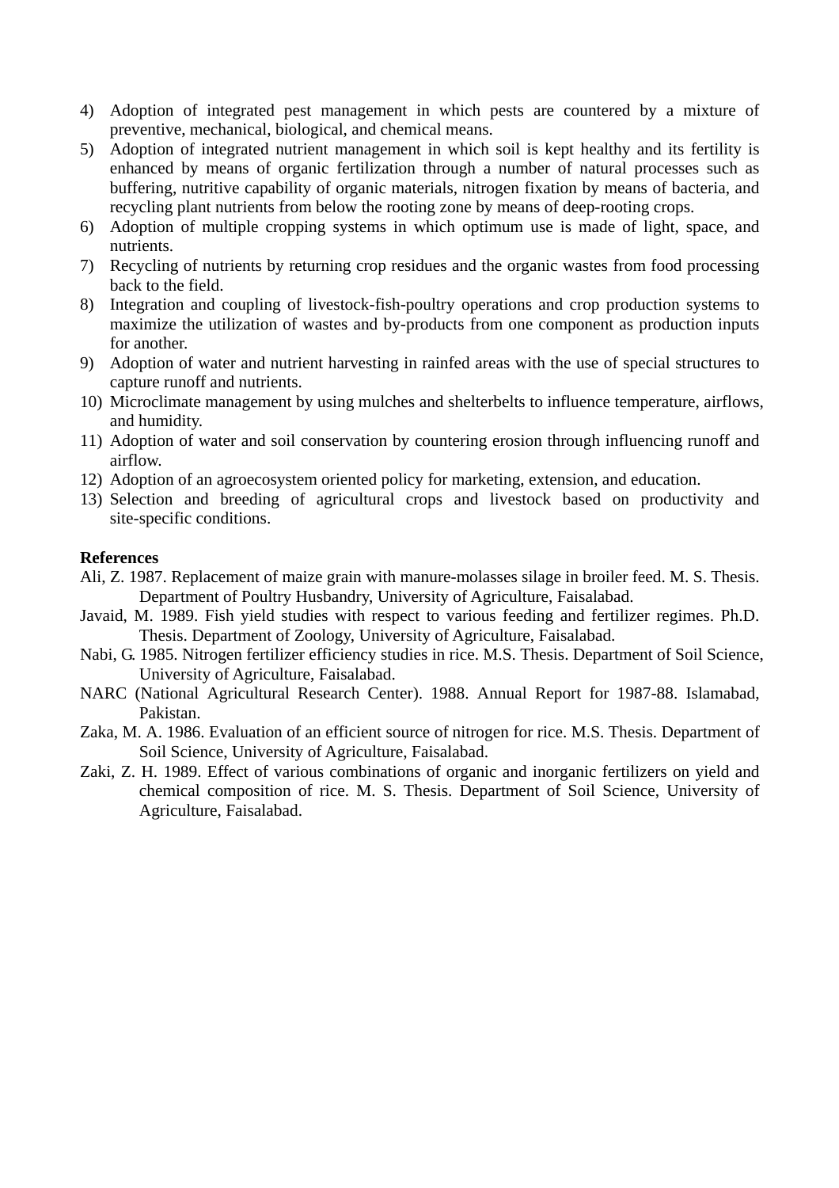4) Adoption of integrated pest management in which pests are countered by a mixture of preventive, mechanical, biological, and chemical means.
5) Adoption of integrated nutrient management in which soil is kept healthy and its fertility is enhanced by means of organic fertilization through a number of natural processes such as buffering, nutritive capability of organic materials, nitrogen fixation by means of bacteria, and recycling plant nutrients from below the rooting zone by means of deep-rooting crops.
6) Adoption of multiple cropping systems in which optimum use is made of light, space, and nutrients.
7) Recycling of nutrients by returning crop residues and the organic wastes from food processing back to the field.
8) Integration and coupling of livestock-fish-poultry operations and crop production systems to maximize the utilization of wastes and by-products from one component as production inputs for another.
9) Adoption of water and nutrient harvesting in rainfed areas with the use of special structures to capture runoff and nutrients.
10) Microclimate management by using mulches and shelterbelts to influence temperature, airflows, and humidity.
11) Adoption of water and soil conservation by countering erosion through influencing runoff and airflow.
12) Adoption of an agroecosystem oriented policy for marketing, extension, and education.
13) Selection and breeding of agricultural crops and livestock based on productivity and site-specific conditions.

**References**

Ali, Z. 1987. Replacement of maize grain with manure-molasses silage in broiler feed. M. S. Thesis. Department of Poultry Husbandry, University of Agriculture, Faisalabad.

Javaid, M. 1989. Fish yield studies with respect to various feeding and fertilizer regimes. Ph.D. Thesis. Department of Zoology, University of Agriculture, Faisalabad.

Nabi, G. 1985. Nitrogen fertilizer efficiency studies in rice. M.S. Thesis. Department of Soil Science, University of Agriculture, Faisalabad.

NARC (National Agricultural Research Center). 1988. Annual Report for 1987-88. Islamabad, Pakistan.

Zaka, M. A. 1986. Evaluation of an efficient source of nitrogen for rice. M.S. Thesis. Department of Soil Science, University of Agriculture, Faisalabad.

Zaki, Z. H. 1989. Effect of various combinations of organic and inorganic fertilizers on yield and chemical composition of rice. M. S. Thesis. Department of Soil Science, University of Agriculture, Faisalabad.